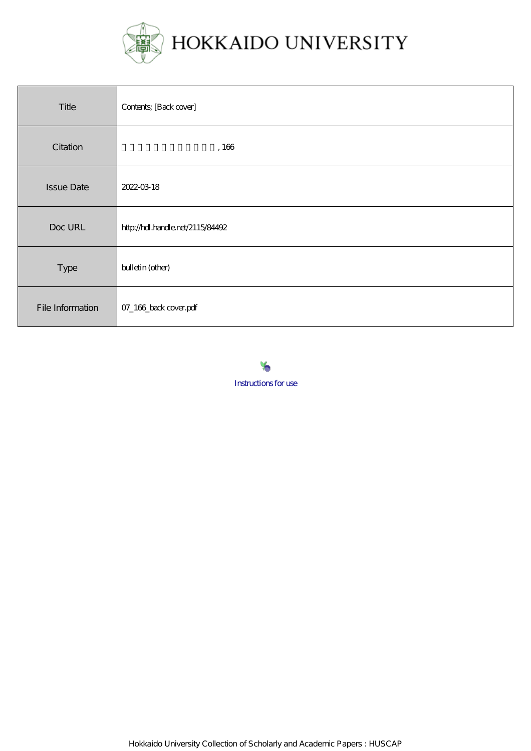HOKKAIDO UNIVERSITY

| Title | Contents; [Back cover] |
| --- | --- |
| Citation | , 166 |
| Issue Date | 2022-03-18 |
| Doc URL | http://hdl.handle.net/2115/84492 |
| Type | bulletin (other) |
| File Information | 07_166_back cover.pdf |

Instructions for use

Hokkaido University Collection of Scholarly and Academic Papers : HUSCAP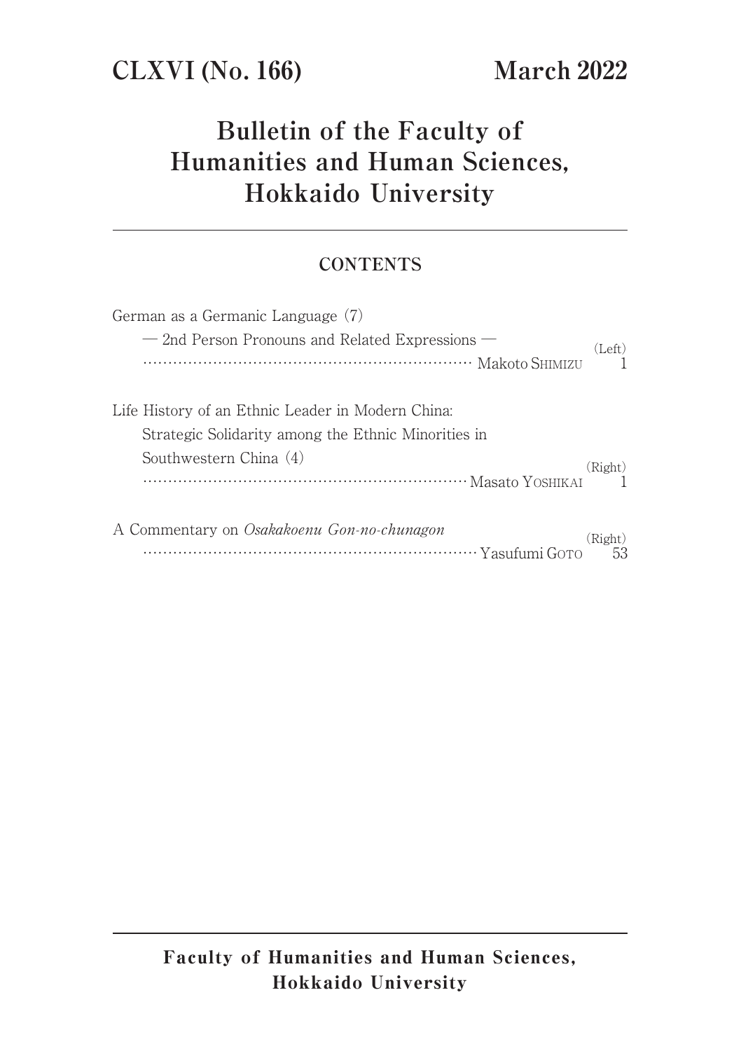CLXVI (No. 166) March 2022

# Bulletin of the Faculty of Humanities and Human Sciences, Hokkaido University

## CONTENTS

German as a Germanic Language (7)
— 2nd Person Pronouns and Related Expressions —
………………………………………………………… Makoto SHIMIZU (Left) 1

Life History of an Ethnic Leader in Modern China:
Strategic Solidarity among the Ethnic Minorities in Southwestern China (4)
………………………………………………………… Masato YOSHIKAI (Right) 1

A Commentary on *Osakakoenu Gon-no-chunagon*
………………………………………………………… Yasufumi GOTO (Right) 53

**Faculty of Humanities and Human Sciences, Hokkaido University**